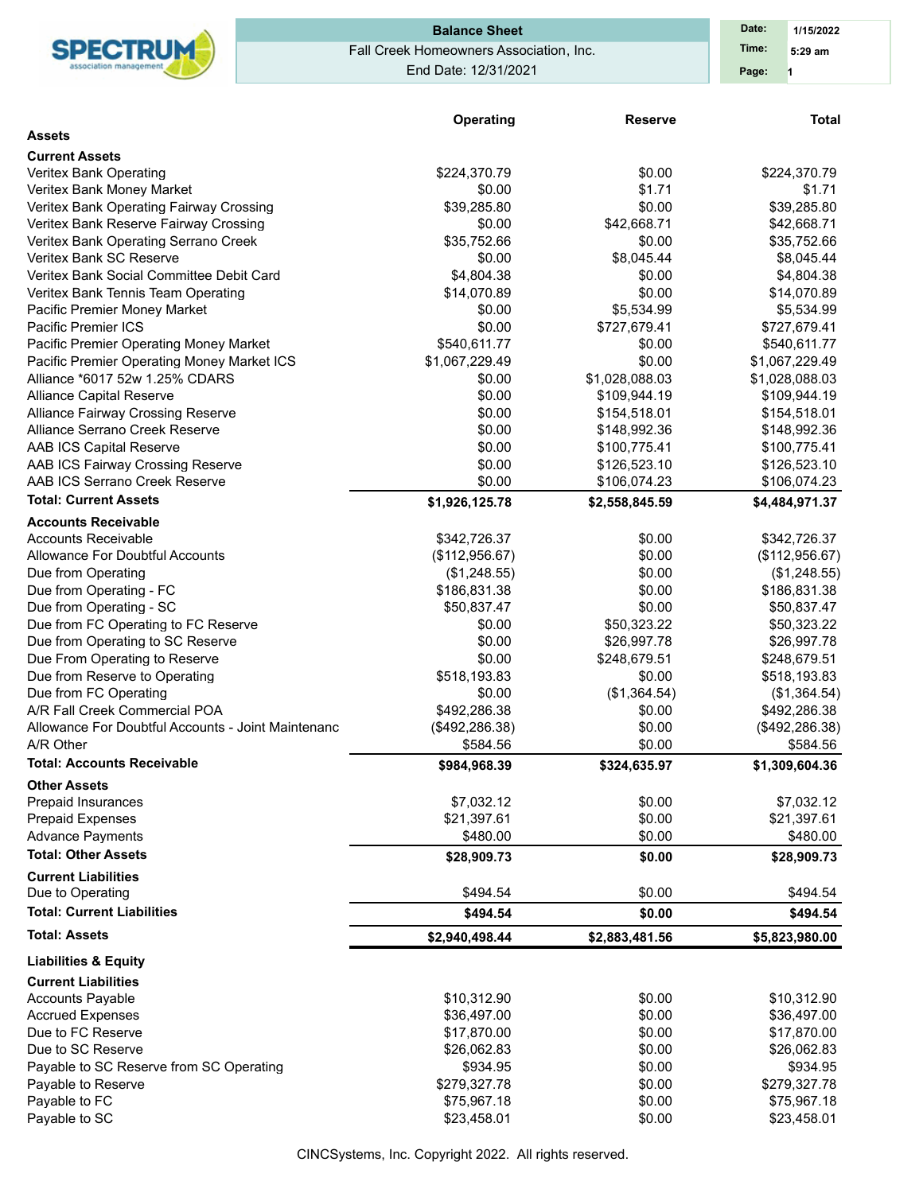**SPECTRUM** association management

## Balance Sheet

Fall Creek Homeowners Association, Inc.

End Date: 12/31/2021

**Date:** 1/15/2022
**Time:** 5:29 am

| | Operating | Reserve | Total |
|---|---|---|---|
| **Assets** | | | |
| **Current Assets** | | | |
| Veritex Bank Operating | $224,370.79 | $0.00 | $224,370.79 |
| Veritex Bank Money Market | $0.00 | $1.71 | $1.71 |
| Veritex Bank Operating Fairway Crossing | $39,285.80 | $0.00 | $39,285.80 |
| Veritex Bank Reserve Fairway Crossing | $0.00 | $42,668.71 | $42,668.71 |
| Veritex Bank Operating Serrano Creek | $35,752.66 | $0.00 | $35,752.66 |
| Veritex Bank SC Reserve | $0.00 | $8,045.44 | $8,045.44 |
| Veritex Bank Social Committee Debit Card | $4,804.38 | $0.00 | $4,804.38 |
| Veritex Bank Tennis Team Operating | $14,070.89 | $0.00 | $14,070.89 |
| Pacific Premier Money Market | $0.00 | $5,534.99 | $5,534.99 |
| Pacific Premier ICS | $0.00 | $727,679.41 | $727,679.41 |
| Pacific Premier Operating Money Market | $540,611.77 | $0.00 | $540,611.77 |
| Pacific Premier Operating Money Market ICS | $1,067,229.49 | $0.00 | $1,067,229.49 |
| Alliance *6017 52w 1.25% CDARS | $0.00 | $1,028,088.03 | $1,028,088.03 |
| Alliance Capital Reserve | $0.00 | $109,944.19 | $109,944.19 |
| Alliance Fairway Crossing Reserve | $0.00 | $154,518.01 | $154,518.01 |
| Alliance Serrano Creek Reserve | $0.00 | $148,992.36 | $148,992.36 |
| AAB ICS Capital Reserve | $0.00 | $100,775.41 | $100,775.41 |
| AAB ICS Fairway Crossing Reserve | $0.00 | $126,523.10 | $126,523.10 |
| AAB ICS Serrano Creek Reserve | $0.00 | $106,074.23 | $106,074.23 |
| **Total: Current Assets** | **$1,926,125.78** | **$2,558,845.59** | **$4,484,971.37** |
| **Accounts Receivable** | | | |
| Accounts Receivable | $342,726.37 | $0.00 | $342,726.37 |
| Allowance For Doubtful Accounts | ($112,956.67) | $0.00 | ($112,956.67) |
| Due from Operating | ($1,248.55) | $0.00 | ($1,248.55) |
| Due from Operating - FC | $186,831.38 | $0.00 | $186,831.38 |
| Due from Operating - SC | $50,837.47 | $0.00 | $50,837.47 |
| Due from FC Operating to FC Reserve | $0.00 | $50,323.22 | $50,323.22 |
| Due from Operating to SC Reserve | $0.00 | $26,997.78 | $26,997.78 |
| Due From Operating to Reserve | $0.00 | $248,679.51 | $248,679.51 |
| Due from Reserve to Operating | $518,193.83 | $0.00 | $518,193.83 |
| Due from FC Operating | $0.00 | ($1,364.54) | ($1,364.54) |
| A/R Fall Creek Commercial POA | $492,286.38 | $0.00 | $492,286.38 |
| Allowance For Doubtful Accounts - Joint Maintenanc | ($492,286.38) | $0.00 | ($492,286.38) |
| A/R Other | $584.56 | $0.00 | $584.56 |
| **Total: Accounts Receivable** | **$984,968.39** | **$324,635.97** | **$1,309,604.36** |
| **Other Assets** | | | |
| Prepaid Insurances | $7,032.12 | $0.00 | $7,032.12 |
| Prepaid Expenses | $21,397.61 | $0.00 | $21,397.61 |
| Advance Payments | $480.00 | $0.00 | $480.00 |
| **Total: Other Assets** | **$28,909.73** | **$0.00** | **$28,909.73** |
| **Current Liabilities** | | | |
| Due to Operating | $494.54 | $0.00 | $494.54 |
| **Total: Current Liabilities** | **$494.54** | **$0.00** | **$494.54** |
| **Total: Assets** | **$2,940,498.44** | **$2,883,481.56** | **$5,823,980.00** |
| **Liabilities & Equity** | | | |
| **Current Liabilities** | | | |
| Accounts Payable | $10,312.90 | $0.00 | $10,312.90 |
| Accrued Expenses | $36,497.00 | $0.00 | $36,497.00 |
| Due to FC Reserve | $17,870.00 | $0.00 | $17,870.00 |
| Due to SC Reserve | $26,062.83 | $0.00 | $26,062.83 |
| Payable to SC Reserve from SC Operating | $934.95 | $0.00 | $934.95 |
| Payable to Reserve | $279,327.78 | $0.00 | $279,327.78 |
| Payable to FC | $75,967.18 | $0.00 | $75,967.18 |
| Payable to SC | $23,458.01 | $0.00 | $23,458.01 |

CINCSystems, Inc. Copyright 2022. All rights reserved.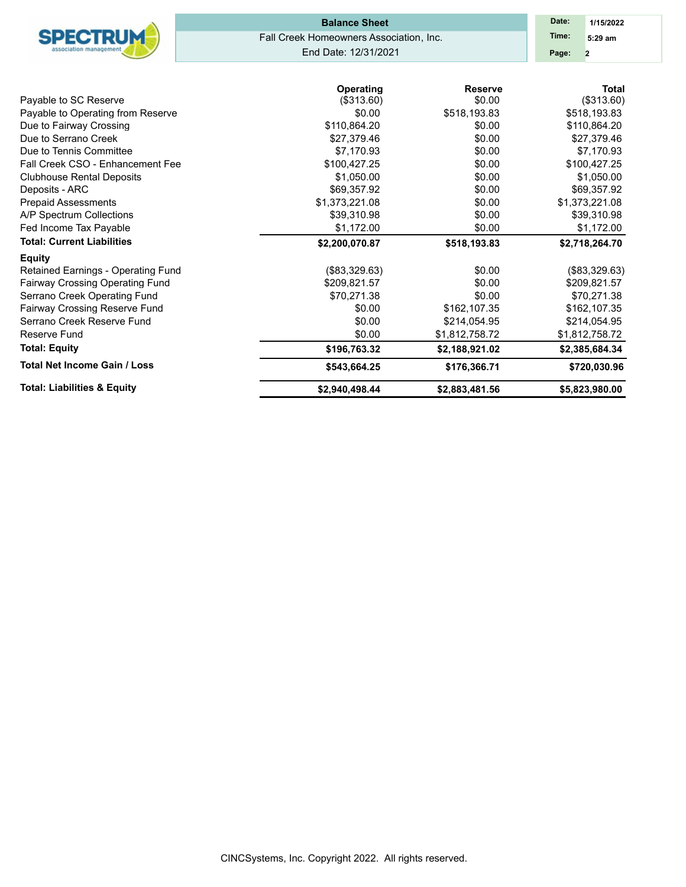# Balance Sheet

Fall Creek Homeowners Association, Inc.

End Date: 12/31/2021

Date: 1/15/2022
Time: 5:29 am
Page: 2

| | Operating | Reserve | Total |
|---|---|---|---|
| Payable to SC Reserve | ($313.60) | $0.00 | ($313.60) |
| Payable to Operating from Reserve | $0.00 | $518,193.83 | $518,193.83 |
| Due to Fairway Crossing | $110,864.20 | $0.00 | $110,864.20 |
| Due to Serrano Creek | $27,379.46 | $0.00 | $27,379.46 |
| Due to Tennis Committee | $7,170.93 | $0.00 | $7,170.93 |
| Fall Creek CSO - Enhancement Fee | $100,427.25 | $0.00 | $100,427.25 |
| Clubhouse Rental Deposits | $1,050.00 | $0.00 | $1,050.00 |
| Deposits - ARC | $69,357.92 | $0.00 | $69,357.92 |
| Prepaid Assessments | $1,373,221.08 | $0.00 | $1,373,221.08 |
| A/P Spectrum Collections | $39,310.98 | $0.00 | $39,310.98 |
| Fed Income Tax Payable | $1,172.00 | $0.00 | $1,172.00 |
| **Total: Current Liabilities** | **$2,200,070.87** | **$518,193.83** | **$2,718,264.70** |
| **Equity** | | | |
| Retained Earnings - Operating Fund | ($83,329.63) | $0.00 | ($83,329.63) |
| Fairway Crossing Operating Fund | $209,821.57 | $0.00 | $209,821.57 |
| Serrano Creek Operating Fund | $70,271.38 | $0.00 | $70,271.38 |
| Fairway Crossing Reserve Fund | $0.00 | $162,107.35 | $162,107.35 |
| Serrano Creek Reserve Fund | $0.00 | $214,054.95 | $214,054.95 |
| Reserve Fund | $0.00 | $1,812,758.72 | $1,812,758.72 |
| **Total: Equity** | **$196,763.32** | **$2,188,921.02** | **$2,385,684.34** |
| **Total Net Income Gain / Loss** | **$543,664.25** | **$176,366.71** | **$720,030.96** |
| **Total: Liabilities & Equity** | **$2,940,498.44** | **$2,883,481.56** | **$5,823,980.00** |

CINCSystems, Inc. Copyright 2022. All rights reserved.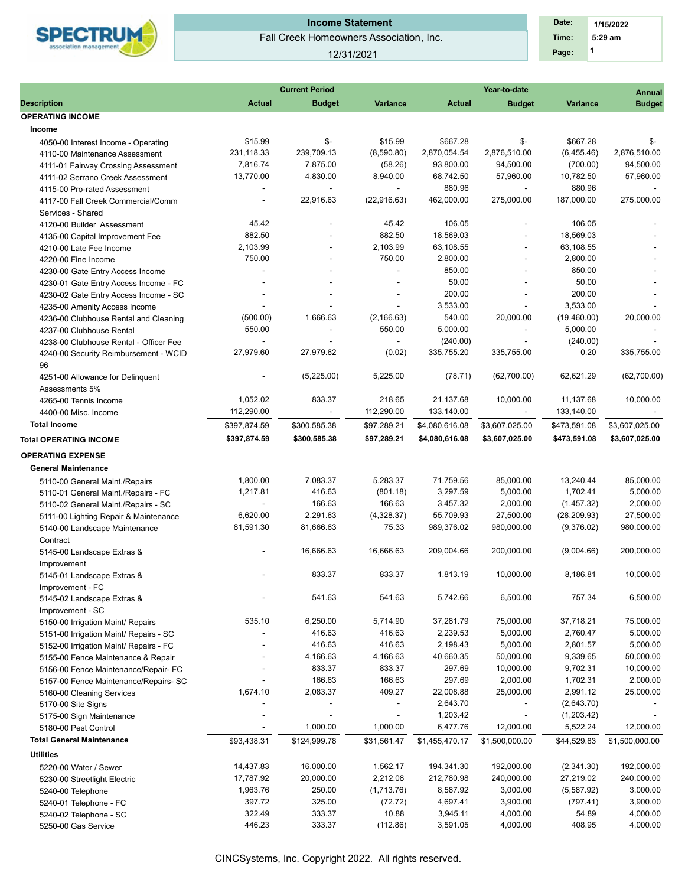# Income Statement

Fall Creek Homeowners Association, Inc.

12/31/2021

Date: 1/15/2022
Time: 5:29 am
Page: 1

| Description | Current Period Actual | Current Period Budget | Current Period Variance | Year-to-date Actual | Year-to-date Budget | Year-to-date Variance | Annual Budget |
|---|---|---|---|---|---|---|---|
| **OPERATING INCOME** | | | | | | | |
| **Income** | | | | | | | |
| 4050-00 Interest Income - Operating | $15.99 | $- | $15.99 | $667.28 | $- | $667.28 | $- |
| 4110-00 Maintenance Assessment | 231,118.33 | 239,709.13 | (8,590.80) | 2,870,054.54 | 2,876,510.00 | (6,455.46) | 2,876,510.00 |
| 4111-01 Fairway Crossing Assessment | 7,816.74 | 7,875.00 | (58.26) | 93,800.00 | 94,500.00 | (700.00) | 94,500.00 |
| 4111-02 Serrano Creek Assessment | 13,770.00 | 4,830.00 | 8,940.00 | 68,742.50 | 57,960.00 | 10,782.50 | 57,960.00 |
| 4115-00 Pro-rated Assessment | - | - | - | 880.96 | - | 880.96 | - |
| 4117-00 Fall Creek Commercial/Comm Services - Shared | - | 22,916.63 | (22,916.63) | 462,000.00 | 275,000.00 | 187,000.00 | 275,000.00 |
| 4120-00 Builder Assessment | 45.42 | - | 45.42 | 106.05 | - | 106.05 | - |
| 4135-00 Capital Improvement Fee | 882.50 | - | 882.50 | 18,569.03 | - | 18,569.03 | - |
| 4210-00 Late Fee Income | 2,103.99 | - | 2,103.99 | 63,108.55 | - | 63,108.55 | - |
| 4220-00 Fine Income | 750.00 | - | 750.00 | 2,800.00 | - | 2,800.00 | - |
| 4230-00 Gate Entry Access Income | - | - | - | 850.00 | - | 850.00 | - |
| 4230-01 Gate Entry Access Income - FC | - | - | - | 50.00 | - | 50.00 | - |
| 4230-02 Gate Entry Access Income - SC | - | - | - | 200.00 | - | 200.00 | - |
| 4235-00 Amenity Access Income | - | - | - | 3,533.00 | - | 3,533.00 | - |
| 4236-00 Clubhouse Rental and Cleaning | (500.00) | 1,666.63 | (2,166.63) | 540.00 | 20,000.00 | (19,460.00) | 20,000.00 |
| 4237-00 Clubhouse Rental | 550.00 | - | 550.00 | 5,000.00 | - | 5,000.00 | - |
| 4238-00 Clubhouse Rental - Officer Fee | - | - | - | (240.00) | - | (240.00) | - |
| 4240-00 Security Reimbursement - WCID 96 | 27,979.60 | 27,979.62 | (0.02) | 335,755.20 | 335,755.00 | 0.20 | 335,755.00 |
| 4251-00 Allowance for Delinquent Assessments 5% | - | (5,225.00) | 5,225.00 | (78.71) | (62,700.00) | 62,621.29 | (62,700.00) |
| 4265-00 Tennis Income | 1,052.02 | 833.37 | 218.65 | 21,137.68 | 10,000.00 | 11,137.68 | 10,000.00 |
| 4400-00 Misc. Income | 112,290.00 | - | 112,290.00 | 133,140.00 | - | 133,140.00 | - |
| **Total Income** | $397,874.59 | $300,585.38 | $97,289.21 | $4,080,616.08 | $3,607,025.00 | $473,591.08 | $3,607,025.00 |
| **Total OPERATING INCOME** | **$397,874.59** | **$300,585.38** | **$97,289.21** | **$4,080,616.08** | **$3,607,025.00** | **$473,591.08** | **$3,607,025.00** |
| **OPERATING EXPENSE** | | | | | | | |
| **General Maintenance** | | | | | | | |
| 5110-00 General Maint./Repairs | 1,800.00 | 7,083.37 | 5,283.37 | 71,759.56 | 85,000.00 | 13,240.44 | 85,000.00 |
| 5110-01 General Maint./Repairs - FC | 1,217.81 | 416.63 | (801.18) | 3,297.59 | 5,000.00 | 1,702.41 | 5,000.00 |
| 5110-02 General Maint./Repairs - SC | - | 166.63 | 166.63 | 3,457.32 | 2,000.00 | (1,457.32) | 2,000.00 |
| 5111-00 Lighting Repair & Maintenance | 6,620.00 | 2,291.63 | (4,328.37) | 55,709.93 | 27,500.00 | (28,209.93) | 27,500.00 |
| 5140-00 Landscape Maintenance Contract | 81,591.30 | 81,666.63 | 75.33 | 989,376.02 | 980,000.00 | (9,376.02) | 980,000.00 |
| 5145-00 Landscape Extras & Improvement | - | 16,666.63 | 16,666.63 | 209,004.66 | 200,000.00 | (9,004.66) | 200,000.00 |
| 5145-01 Landscape Extras & Improvement - FC | - | 833.37 | 833.37 | 1,813.19 | 10,000.00 | 8,186.81 | 10,000.00 |
| 5145-02 Landscape Extras & Improvement - SC | - | 541.63 | 541.63 | 5,742.66 | 6,500.00 | 757.34 | 6,500.00 |
| 5150-00 Irrigation Maint/ Repairs | 535.10 | 6,250.00 | 5,714.90 | 37,281.79 | 75,000.00 | 37,718.21 | 75,000.00 |
| 5151-00 Irrigation Maint/ Repairs - SC | - | 416.63 | 416.63 | 2,239.53 | 5,000.00 | 2,760.47 | 5,000.00 |
| 5152-00 Irrigation Maint/ Repairs - FC | - | 416.63 | 416.63 | 2,198.43 | 5,000.00 | 2,801.57 | 5,000.00 |
| 5155-00 Fence Maintenance & Repair | - | 4,166.63 | 4,166.63 | 40,660.35 | 50,000.00 | 9,339.65 | 50,000.00 |
| 5156-00 Fence Maintenance/Repair- FC | - | 833.37 | 833.37 | 297.69 | 10,000.00 | 9,702.31 | 10,000.00 |
| 5157-00 Fence Maintenance/Repairs- SC | - | 166.63 | 166.63 | 297.69 | 2,000.00 | 1,702.31 | 2,000.00 |
| 5160-00 Cleaning Services | 1,674.10 | 2,083.37 | 409.27 | 22,008.88 | 25,000.00 | 2,991.12 | 25,000.00 |
| 5170-00 Site Signs | - | - | - | 2,643.70 | - | (2,643.70) | - |
| 5175-00 Sign Maintenance | - | - | - | 1,203.42 | - | (1,203.42) | - |
| 5180-00 Pest Control | - | 1,000.00 | 1,000.00 | 6,477.76 | 12,000.00 | 5,522.24 | 12,000.00 |
| **Total General Maintenance** | $93,438.31 | $124,999.78 | $31,561.47 | $1,455,470.17 | $1,500,000.00 | $44,529.83 | $1,500,000.00 |
| **Utilities** | | | | | | | |
| 5220-00 Water / Sewer | 14,437.83 | 16,000.00 | 1,562.17 | 194,341.30 | 192,000.00 | (2,341.30) | 192,000.00 |
| 5230-00 Streetlight Electric | 17,787.92 | 20,000.00 | 2,212.08 | 212,780.98 | 240,000.00 | 27,219.02 | 240,000.00 |
| 5240-00 Telephone | 1,963.76 | 250.00 | (1,713.76) | 8,587.92 | 3,000.00 | (5,587.92) | 3,000.00 |
| 5240-01 Telephone - FC | 397.72 | 325.00 | (72.72) | 4,697.41 | 3,900.00 | (797.41) | 3,900.00 |
| 5240-02 Telephone - SC | 322.49 | 333.37 | 10.88 | 3,945.11 | 4,000.00 | 54.89 | 4,000.00 |
| 5250-00 Gas Service | 446.23 | 333.37 | (112.86) | 3,591.05 | 4,000.00 | 408.95 | 4,000.00 |

CINCSystems, Inc. Copyright 2022. All rights reserved.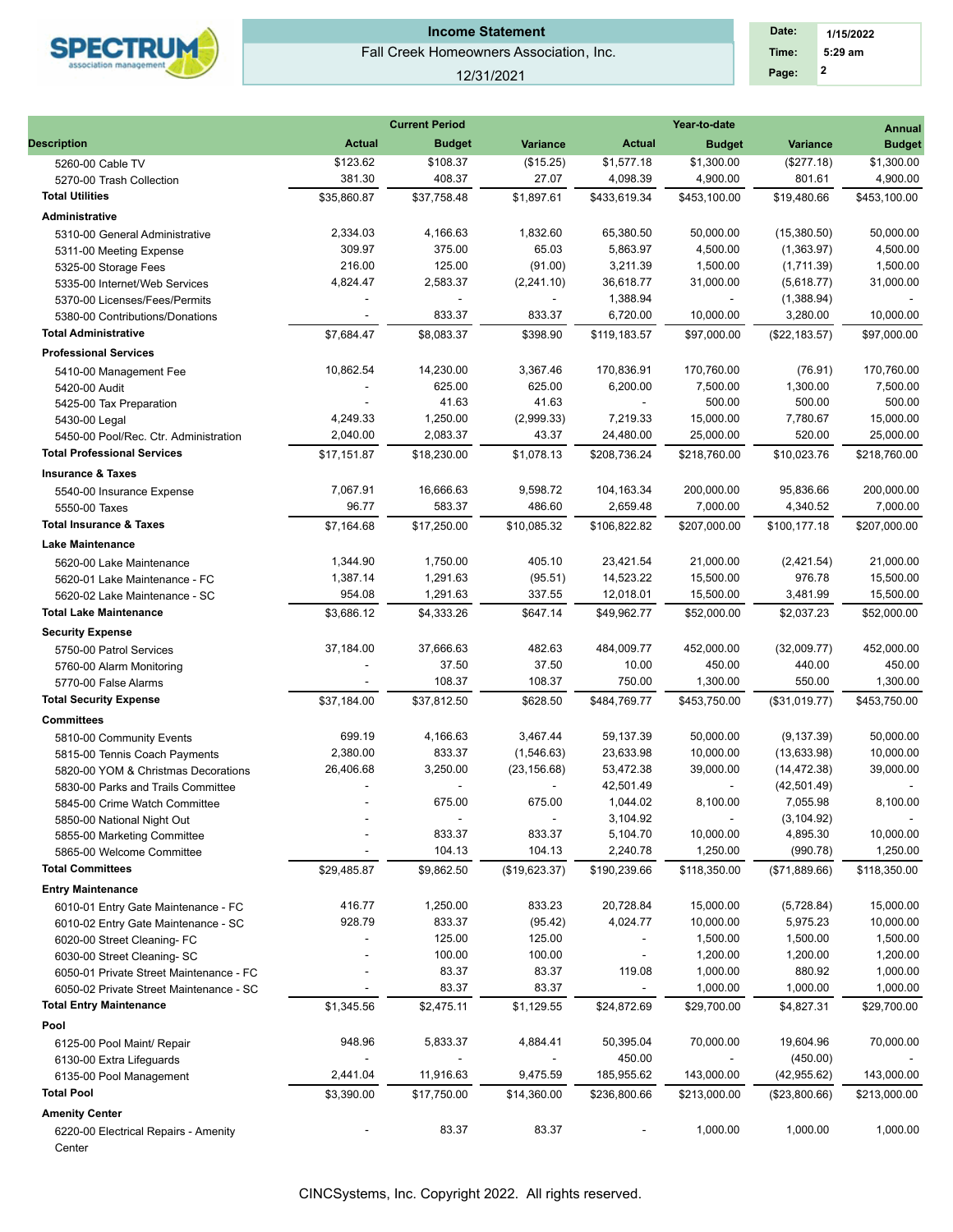**Income Statement**

Fall Creek Homeowners Association, Inc.

12/31/2021

Date: 1/15/2022
Time: 5:29 am

| Description | Current Period Actual | Current Period Budget | Current Period Variance | Year-to-date Actual | Year-to-date Budget | Year-to-date Variance | Annual Budget |
|---|---|---|---|---|---|---|---|
| 5260-00 Cable TV | $123.62 | $108.37 | ($15.25) | $1,577.18 | $1,300.00 | ($277.18) | $1,300.00 |
| 5270-00 Trash Collection | 381.30 | 408.37 | 27.07 | 4,098.39 | 4,900.00 | 801.61 | 4,900.00 |
| **Total Utilities** | $35,860.87 | $37,758.48 | $1,897.61 | $433,619.34 | $453,100.00 | $19,480.66 | $453,100.00 |
| **Administrative** | | | | | | | |
| 5310-00 General Administrative | 2,334.03 | 4,166.63 | 1,832.60 | 65,380.50 | 50,000.00 | (15,380.50) | 50,000.00 |
| 5311-00 Meeting Expense | 309.97 | 375.00 | 65.03 | 5,863.97 | 4,500.00 | (1,363.97) | 4,500.00 |
| 5325-00 Storage Fees | 216.00 | 125.00 | (91.00) | 3,211.39 | 1,500.00 | (1,711.39) | 1,500.00 |
| 5335-00 Internet/Web Services | 4,824.47 | 2,583.37 | (2,241.10) | 36,618.77 | 31,000.00 | (5,618.77) | 31,000.00 |
| 5370-00 Licenses/Fees/Permits | - | - | - | 1,388.94 | - | (1,388.94) | - |
| 5380-00 Contributions/Donations | - | 833.37 | 833.37 | 6,720.00 | 10,000.00 | 3,280.00 | 10,000.00 |
| **Total Administrative** | $7,684.47 | $8,083.37 | $398.90 | $119,183.57 | $97,000.00 | ($22,183.57) | $97,000.00 |
| **Professional Services** | | | | | | | |
| 5410-00 Management Fee | 10,862.54 | 14,230.00 | 3,367.46 | 170,836.91 | 170,760.00 | (76.91) | 170,760.00 |
| 5420-00 Audit | - | 625.00 | 625.00 | 6,200.00 | 7,500.00 | 1,300.00 | 7,500.00 |
| 5425-00 Tax Preparation | - | 41.63 | 41.63 | - | 500.00 | 500.00 | 500.00 |
| 5430-00 Legal | 4,249.33 | 1,250.00 | (2,999.33) | 7,219.33 | 15,000.00 | 7,780.67 | 15,000.00 |
| 5450-00 Pool/Rec. Ctr. Administration | 2,040.00 | 2,083.37 | 43.37 | 24,480.00 | 25,000.00 | 520.00 | 25,000.00 |
| **Total Professional Services** | $17,151.87 | $18,230.00 | $1,078.13 | $208,736.24 | $218,760.00 | $10,023.76 | $218,760.00 |
| **Insurance & Taxes** | | | | | | | |
| 5540-00 Insurance Expense | 7,067.91 | 16,666.63 | 9,598.72 | 104,163.34 | 200,000.00 | 95,836.66 | 200,000.00 |
| 5550-00 Taxes | 96.77 | 583.37 | 486.60 | 2,659.48 | 7,000.00 | 4,340.52 | 7,000.00 |
| **Total Insurance & Taxes** | $7,164.68 | $17,250.00 | $10,085.32 | $106,822.82 | $207,000.00 | $100,177.18 | $207,000.00 |
| **Lake Maintenance** | | | | | | | |
| 5620-00 Lake Maintenance | 1,344.90 | 1,750.00 | 405.10 | 23,421.54 | 21,000.00 | (2,421.54) | 21,000.00 |
| 5620-01 Lake Maintenance - FC | 1,387.14 | 1,291.63 | (95.51) | 14,523.22 | 15,500.00 | 976.78 | 15,500.00 |
| 5620-02 Lake Maintenance - SC | 954.08 | 1,291.63 | 337.55 | 12,018.01 | 15,500.00 | 3,481.99 | 15,500.00 |
| **Total Lake Maintenance** | $3,686.12 | $4,333.26 | $647.14 | $49,962.77 | $52,000.00 | $2,037.23 | $52,000.00 |
| **Security Expense** | | | | | | | |
| 5750-00 Patrol Services | 37,184.00 | 37,666.63 | 482.63 | 484,009.77 | 452,000.00 | (32,009.77) | 452,000.00 |
| 5760-00 Alarm Monitoring | - | 37.50 | 37.50 | 10.00 | 450.00 | 440.00 | 450.00 |
| 5770-00 False Alarms | - | 108.37 | 108.37 | 750.00 | 1,300.00 | 550.00 | 1,300.00 |
| **Total Security Expense** | $37,184.00 | $37,812.50 | $628.50 | $484,769.77 | $453,750.00 | ($31,019.77) | $453,750.00 |
| **Committees** | | | | | | | |
| 5810-00 Community Events | 699.19 | 4,166.63 | 3,467.44 | 59,137.39 | 50,000.00 | (9,137.39) | 50,000.00 |
| 5815-00 Tennis Coach Payments | 2,380.00 | 833.37 | (1,546.63) | 23,633.98 | 10,000.00 | (13,633.98) | 10,000.00 |
| 5820-00 YOM & Christmas Decorations | 26,406.68 | 3,250.00 | (23,156.68) | 53,472.38 | 39,000.00 | (14,472.38) | 39,000.00 |
| 5830-00 Parks and Trails Committee | - | - | - | 42,501.49 | - | (42,501.49) | - |
| 5845-00 Crime Watch Committee | - | 675.00 | 675.00 | 1,044.02 | 8,100.00 | 7,055.98 | 8,100.00 |
| 5850-00 National Night Out | - | - | - | 3,104.92 | - | (3,104.92) | - |
| 5855-00 Marketing Committee | - | 833.37 | 833.37 | 5,104.70 | 10,000.00 | 4,895.30 | 10,000.00 |
| 5865-00 Welcome Committee | - | 104.13 | 104.13 | 2,240.78 | 1,250.00 | (990.78) | 1,250.00 |
| **Total Committees** | $29,485.87 | $9,862.50 | ($19,623.37) | $190,239.66 | $118,350.00 | ($71,889.66) | $118,350.00 |
| **Entry Maintenance** | | | | | | | |
| 6010-01 Entry Gate Maintenance - FC | 416.77 | 1,250.00 | 833.23 | 20,728.84 | 15,000.00 | (5,728.84) | 15,000.00 |
| 6010-02 Entry Gate Maintenance - SC | 928.79 | 833.37 | (95.42) | 4,024.77 | 10,000.00 | 5,975.23 | 10,000.00 |
| 6020-00 Street Cleaning- FC | - | 125.00 | 125.00 | - | 1,500.00 | 1,500.00 | 1,500.00 |
| 6030-00 Street Cleaning- SC | - | 100.00 | 100.00 | - | 1,200.00 | 1,200.00 | 1,200.00 |
| 6050-01 Private Street Maintenance - FC | - | 83.37 | 83.37 | 119.08 | 1,000.00 | 880.92 | 1,000.00 |
| 6050-02 Private Street Maintenance - SC | - | 83.37 | 83.37 | - | 1,000.00 | 1,000.00 | 1,000.00 |
| **Total Entry Maintenance** | $1,345.56 | $2,475.11 | $1,129.55 | $24,872.69 | $29,700.00 | $4,827.31 | $29,700.00 |
| **Pool** | | | | | | | |
| 6125-00 Pool Maint/ Repair | 948.96 | 5,833.37 | 4,884.41 | 50,395.04 | 70,000.00 | 19,604.96 | 70,000.00 |
| 6130-00 Extra Lifeguards | - | - | - | 450.00 | - | (450.00) | - |
| 6135-00 Pool Management | 2,441.04 | 11,916.63 | 9,475.59 | 185,955.62 | 143,000.00 | (42,955.62) | 143,000.00 |
| **Total Pool** | $3,390.00 | $17,750.00 | $14,360.00 | $236,800.66 | $213,000.00 | ($23,800.66) | $213,000.00 |
| **Amenity Center** | | | | | | | |
| 6220-00 Electrical Repairs - Amenity Center | - | 83.37 | 83.37 | - | 1,000.00 | 1,000.00 | 1,000.00 |

CINCSystems, Inc. Copyright 2022. All rights reserved.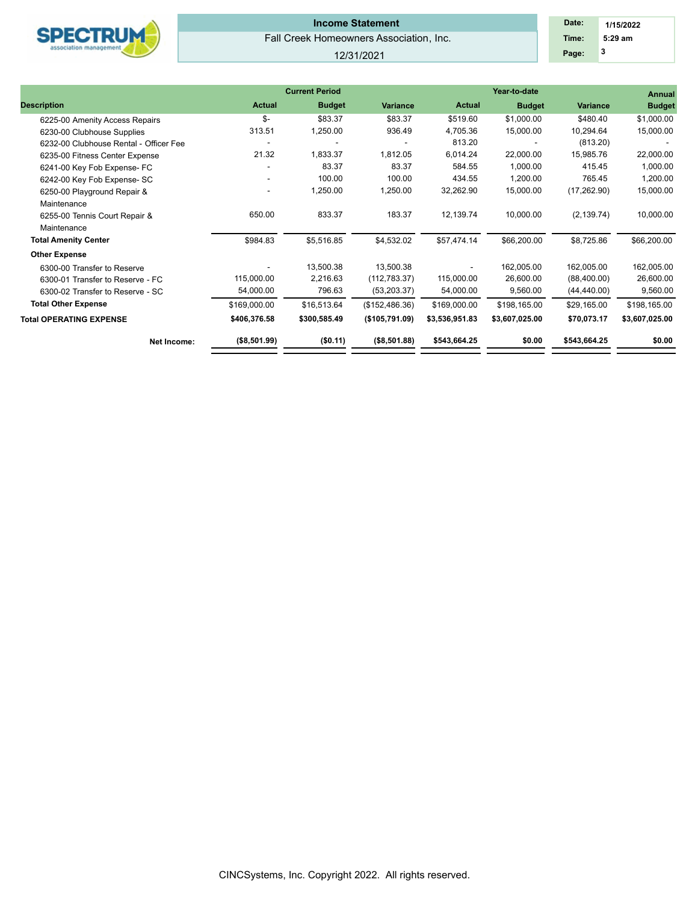**Income Statement**

Fall Creek Homeowners Association, Inc.

12/31/2021

Date: 1/15/2022
Time: 5:29 am

| Description | Current Period Actual | Current Period Budget | Current Period Variance | Year-to-date Actual | Year-to-date Budget | Year-to-date Variance | Annual Budget |
|---|---|---|---|---|---|---|---|
| 6225-00 Amenity Access Repairs | $- | $83.37 | $83.37 | $519.60 | $1,000.00 | $480.40 | $1,000.00 |
| 6230-00 Clubhouse Supplies | 313.51 | 1,250.00 | 936.49 | 4,705.36 | 15,000.00 | 10,294.64 | 15,000.00 |
| 6232-00 Clubhouse Rental - Officer Fee | - | - | - | 813.20 | - | (813.20) | - |
| 6235-00 Fitness Center Expense | 21.32 | 1,833.37 | 1,812.05 | 6,014.24 | 22,000.00 | 15,985.76 | 22,000.00 |
| 6241-00 Key Fob Expense- FC | - | 83.37 | 83.37 | 584.55 | 1,000.00 | 415.45 | 1,000.00 |
| 6242-00 Key Fob Expense- SC | - | 100.00 | 100.00 | 434.55 | 1,200.00 | 765.45 | 1,200.00 |
| 6250-00 Playground Repair & Maintenance | - | 1,250.00 | 1,250.00 | 32,262.90 | 15,000.00 | (17,262.90) | 15,000.00 |
| 6255-00 Tennis Court Repair & Maintenance | 650.00 | 833.37 | 183.37 | 12,139.74 | 10,000.00 | (2,139.74) | 10,000.00 |
| **Total Amenity Center** | $984.83 | $5,516.85 | $4,532.02 | $57,474.14 | $66,200.00 | $8,725.86 | $66,200.00 |
| **Other Expense** | | | | | | | |
| 6300-00 Transfer to Reserve | - | 13,500.38 | 13,500.38 | - | 162,005.00 | 162,005.00 | 162,005.00 |
| 6300-01 Transfer to Reserve - FC | 115,000.00 | 2,216.63 | (112,783.37) | 115,000.00 | 26,600.00 | (88,400.00) | 26,600.00 |
| 6300-02 Transfer to Reserve - SC | 54,000.00 | 796.63 | (53,203.37) | 54,000.00 | 9,560.00 | (44,440.00) | 9,560.00 |
| **Total Other Expense** | $169,000.00 | $16,513.64 | ($152,486.36) | $169,000.00 | $198,165.00 | $29,165.00 | $198,165.00 |
| **Total OPERATING EXPENSE** | **$406,376.58** | **$300,585.49** | **($105,791.09)** | **$3,536,951.83** | **$3,607,025.00** | **$70,073.17** | **$3,607,025.00** |
| **Net Income:** | **($8,501.99)** | **($0.11)** | **($8,501.88)** | **$543,664.25** | **$0.00** | **$543,664.25** | **$0.00** |

CINCSystems, Inc. Copyright 2022. All rights reserved.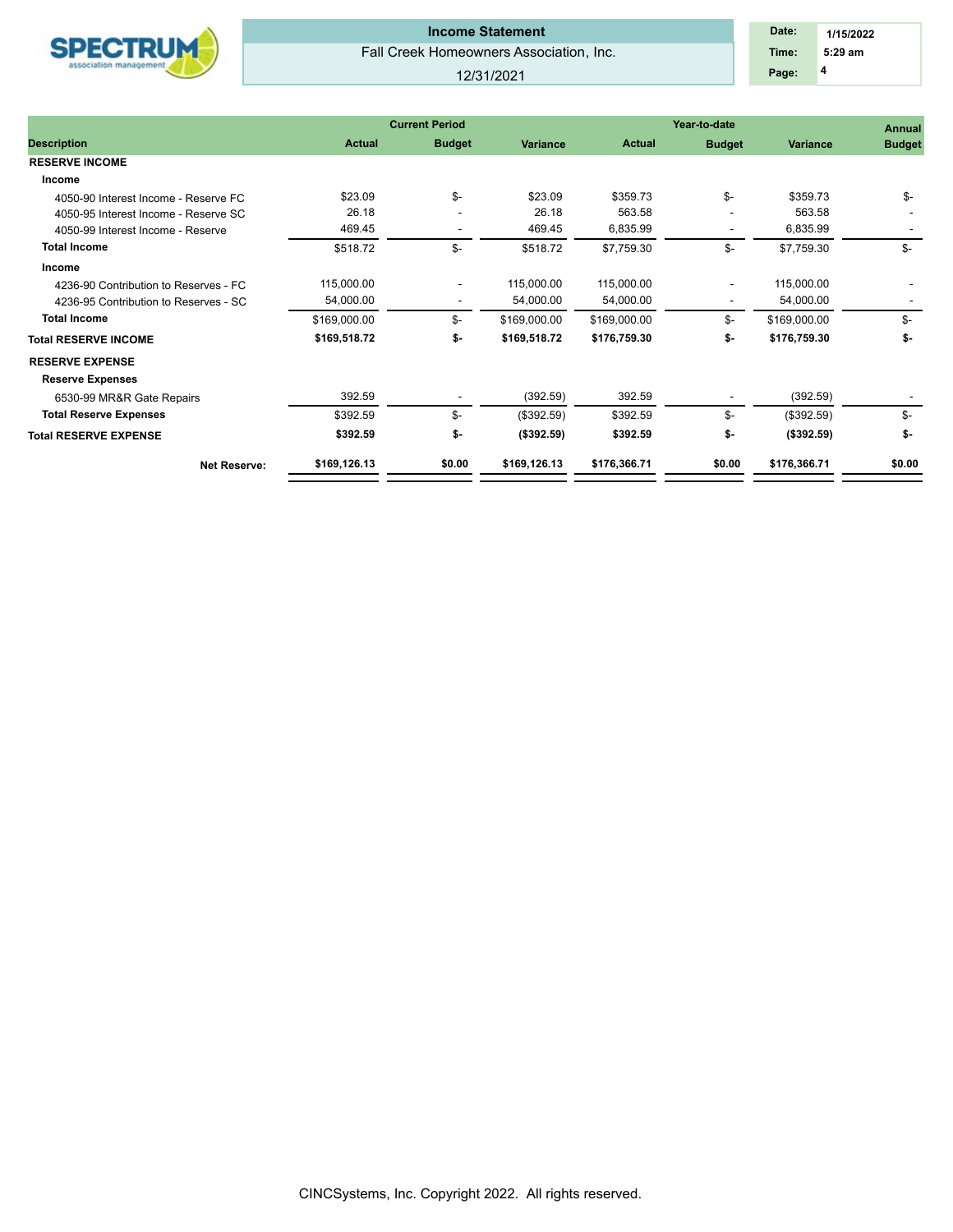# Income Statement

Fall Creek Homeowners Association, Inc.

12/31/2021

| Date: | 1/15/2022 |
|---|---|
| Time: | 5:29 am |
| Page: | 4 |

| Description | Current Period Actual | Current Period Budget | Current Period Variance | Year-to-date Actual | Year-to-date Budget | Year-to-date Variance | Annual Budget |
|---|---|---|---|---|---|---|---|
| **RESERVE INCOME** | | | | | | | |
| **Income** | | | | | | | |
| 4050-90 Interest Income - Reserve FC | $23.09 | $- | $23.09 | $359.73 | $- | $359.73 | $- |
| 4050-95 Interest Income - Reserve SC | 26.18 | - | 26.18 | 563.58 | - | 563.58 | - |
| 4050-99 Interest Income - Reserve | 469.45 | - | 469.45 | 6,835.99 | - | 6,835.99 | - |
| **Total Income** | $518.72 | $- | $518.72 | $7,759.30 | $- | $7,759.30 | $- |
| **Income** | | | | | | | |
| 4236-90 Contribution to Reserves - FC | 115,000.00 | - | 115,000.00 | 115,000.00 | - | 115,000.00 | - |
| 4236-95 Contribution to Reserves - SC | 54,000.00 | - | 54,000.00 | 54,000.00 | - | 54,000.00 | - |
| **Total Income** | $169,000.00 | $- | $169,000.00 | $169,000.00 | $- | $169,000.00 | $- |
| **Total RESERVE INCOME** | **$169,518.72** | **$-** | **$169,518.72** | **$176,759.30** | **$-** | **$176,759.30** | **$-** |
| **RESERVE EXPENSE** | | | | | | | |
| **Reserve Expenses** | | | | | | | |
| 6530-99 MR&R Gate Repairs | 392.59 | - | (392.59) | 392.59 | - | (392.59) | - |
| **Total Reserve Expenses** | $392.59 | $- | ($392.59) | $392.59 | $- | ($392.59) | $- |
| **Total RESERVE EXPENSE** | **$392.59** | **$-** | **($392.59)** | **$392.59** | **$-** | **($392.59)** | **$-** |
| **Net Reserve:** | **$169,126.13** | **$0.00** | **$169,126.13** | **$176,366.71** | **$0.00** | **$176,366.71** | **$0.00** |

CINCSystems, Inc. Copyright 2022. All rights reserved.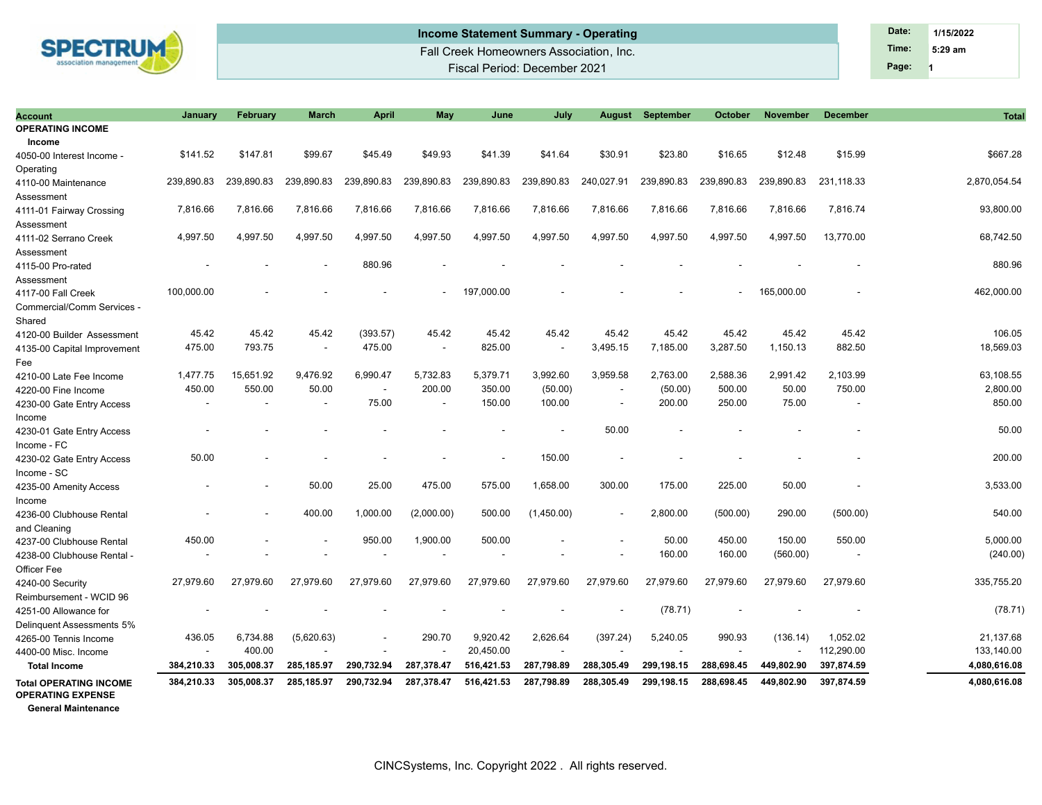# Income Statement Summary - Operating

Fall Creek Homeowners Association, Inc.

Fiscal Period: December 2021

Date: 1/15/2022
Time: 5:29 am
Page: 1

| Account | January | February | March | April | May | June | July | August | September | October | November | December | Total |
|---|---|---|---|---|---|---|---|---|---|---|---|---|---|
| **OPERATING INCOME** | | | | | | | | | | | | | |
| **Income** | | | | | | | | | | | | | |
| 4050-00 Interest Income - Operating | $141.52 | $147.81 | $99.67 | $45.49 | $49.93 | $41.39 | $41.64 | $30.91 | $23.80 | $16.65 | $12.48 | $15.99 | $667.28 |
| 4110-00 Maintenance Assessment | 239,890.83 | 239,890.83 | 239,890.83 | 239,890.83 | 239,890.83 | 239,890.83 | 239,890.83 | 240,027.91 | 239,890.83 | 239,890.83 | 239,890.83 | 231,118.33 | 2,870,054.54 |
| 4111-01 Fairway Crossing Assessment | 7,816.66 | 7,816.66 | 7,816.66 | 7,816.66 | 7,816.66 | 7,816.66 | 7,816.66 | 7,816.66 | 7,816.66 | 7,816.66 | 7,816.66 | 7,816.74 | 93,800.00 |
| 4111-02 Serrano Creek Assessment | 4,997.50 | 4,997.50 | 4,997.50 | 4,997.50 | 4,997.50 | 4,997.50 | 4,997.50 | 4,997.50 | 4,997.50 | 4,997.50 | 4,997.50 | 13,770.00 | 68,742.50 |
| 4115-00 Pro-rated Assessment | - | - | - | 880.96 | - | - | - | - | - | - | - | - | 880.96 |
| 4117-00 Fall Creek Commercial/Comm Services - Shared | 100,000.00 | - | - | - | - | 197,000.00 | - | - | - | - | 165,000.00 | - | 462,000.00 |
| 4120-00 Builder Assessment | 45.42 | 45.42 | 45.42 | (393.57) | 45.42 | 45.42 | 45.42 | 45.42 | 45.42 | 45.42 | 45.42 | 45.42 | 106.05 |
| 4135-00 Capital Improvement Fee | 475.00 | 793.75 | - | 475.00 | - | 825.00 | - | 3,495.15 | 7,185.00 | 3,287.50 | 1,150.13 | 882.50 | 18,569.03 |
| 4210-00 Late Fee Income | 1,477.75 | 15,651.92 | 9,476.92 | 6,990.47 | 5,732.83 | 5,379.71 | 3,992.60 | 3,959.58 | 2,763.00 | 2,588.36 | 2,991.42 | 2,103.99 | 63,108.55 |
| 4220-00 Fine Income | 450.00 | 550.00 | 50.00 | - | 200.00 | 350.00 | (50.00) | - | (50.00) | 500.00 | 50.00 | 750.00 | 2,800.00 |
| 4230-00 Gate Entry Access Income | - | - | - | 75.00 | - | 150.00 | 100.00 | - | 200.00 | 250.00 | 75.00 | - | 850.00 |
| 4230-01 Gate Entry Access Income - FC | - | - | - | - | - | - | - | 50.00 | - | - | - | - | 50.00 |
| 4230-02 Gate Entry Access Income - SC | 50.00 | - | - | - | - | - | 150.00 | - | - | - | - | - | 200.00 |
| 4235-00 Amenity Access Income | - | - | 50.00 | 25.00 | 475.00 | 575.00 | 1,658.00 | 300.00 | 175.00 | 225.00 | 50.00 | - | 3,533.00 |
| 4236-00 Clubhouse Rental and Cleaning | - | - | 400.00 | 1,000.00 | (2,000.00) | 500.00 | (1,450.00) | - | 2,800.00 | (500.00) | 290.00 | (500.00) | 540.00 |
| 4237-00 Clubhouse Rental | 450.00 | - | - | 950.00 | 1,900.00 | 500.00 | - | - | 50.00 | 450.00 | 150.00 | 550.00 | 5,000.00 |
| 4238-00 Clubhouse Rental - Officer Fee | - | - | - | - | - | - | - | - | 160.00 | 160.00 | (560.00) | - | (240.00) |
| 4240-00 Security Reimbursement - WCID 96 | 27,979.60 | 27,979.60 | 27,979.60 | 27,979.60 | 27,979.60 | 27,979.60 | 27,979.60 | 27,979.60 | 27,979.60 | 27,979.60 | 27,979.60 | 27,979.60 | 335,755.20 |
| 4251-00 Allowance for Delinquent Assessments 5% | - | - | - | - | - | - | - | - | (78.71) | - | - | - | (78.71) |
| 4265-00 Tennis Income | 436.05 | 6,734.88 | (5,620.63) | - | 290.70 | 9,920.42 | 2,626.64 | (397.24) | 5,240.05 | 990.93 | (136.14) | 1,052.02 | 21,137.68 |
| 4400-00 Misc. Income | - | 400.00 | - | - | - | 20,450.00 | - | - | - | - | - | 112,290.00 | 133,140.00 |
| **Total Income** | **384,210.33** | **305,008.37** | **285,185.97** | **290,732.94** | **287,378.47** | **516,421.53** | **287,798.89** | **288,305.49** | **299,198.15** | **288,698.45** | **449,802.90** | **397,874.59** | **4,080,616.08** |
| **Total OPERATING INCOME** | **384,210.33** | **305,008.37** | **285,185.97** | **290,732.94** | **287,378.47** | **516,421.53** | **287,798.89** | **288,305.49** | **299,198.15** | **288,698.45** | **449,802.90** | **397,874.59** | **4,080,616.08** |
| **OPERATING EXPENSE** | | | | | | | | | | | | | |
| **General Maintenance** | | | | | | | | | | | | | |

CINCSystems, Inc. Copyright 2022 . All rights reserved.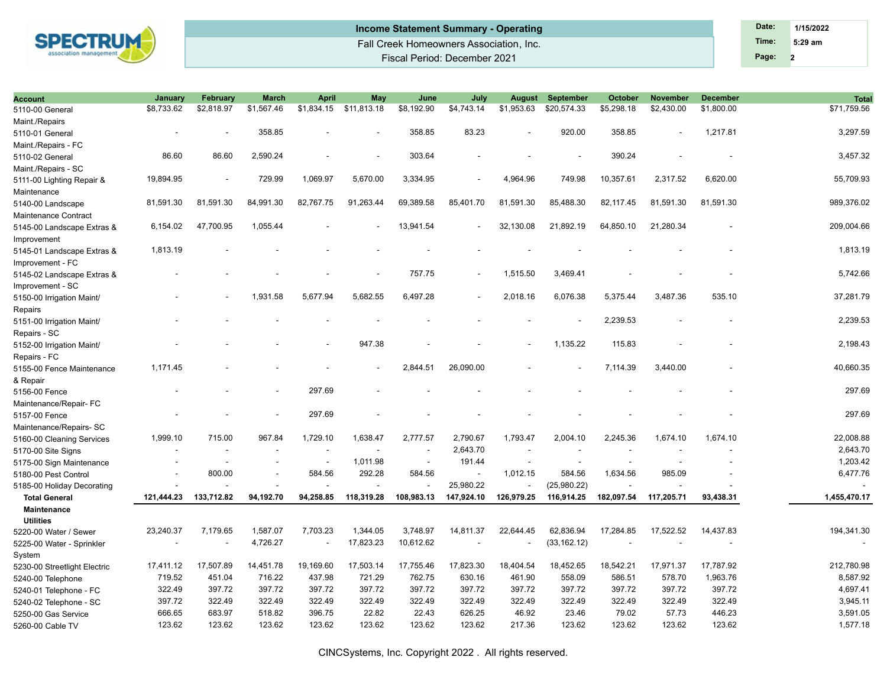**Income Statement Summary - Operating**

Fall Creek Homeowners Association, Inc.

Fiscal Period: December 2021

Date: 1/15/2022
Time: 5:29 am
Page: 2

| Account | January | February | March | April | May | June | July | August | September | October | November | December | Total |
|---|---|---|---|---|---|---|---|---|---|---|---|---|---|
| 5110-00 General Maint./Repairs | $8,733.62 | $2,818.97 | $1,567.46 | $1,834.15 | $11,813.18 | $8,192.90 | $4,743.14 | $1,953.63 | $20,574.33 | $5,298.18 | $2,430.00 | $1,800.00 | $71,759.56 |
| 5110-01 General Maint./Repairs - FC | - | - | 358.85 | - | - | 358.85 | 83.23 | - | 920.00 | 358.85 | - | 1,217.81 | 3,297.59 |
| 5110-02 General Maint./Repairs - SC | 86.60 | 86.60 | 2,590.24 | - | - | 303.64 | - | - | - | 390.24 | - | - | 3,457.32 |
| 5111-00 Lighting Repair & Maintenance | 19,894.95 | - | 729.99 | 1,069.97 | 5,670.00 | 3,334.95 | - | 4,964.96 | 749.98 | 10,357.61 | 2,317.52 | 6,620.00 | 55,709.93 |
| 5140-00 Landscape Maintenance Contract | 81,591.30 | 81,591.30 | 84,991.30 | 82,767.75 | 91,263.44 | 69,389.58 | 85,401.70 | 81,591.30 | 85,488.30 | 82,117.45 | 81,591.30 | 81,591.30 | 989,376.02 |
| 5145-00 Landscape Extras & Improvement | 6,154.02 | 47,700.95 | 1,055.44 | - | - | 13,941.54 | - | 32,130.08 | 21,892.19 | 64,850.10 | 21,280.34 | - | 209,004.66 |
| 5145-01 Landscape Extras & Improvement - FC | 1,813.19 | - | - | - | - | - | - | - | - | - | - | - | 1,813.19 |
| 5145-02 Landscape Extras & Improvement - SC | - | - | - | - | - | 757.75 | - | 1,515.50 | 3,469.41 | - | - | - | 5,742.66 |
| 5150-00 Irrigation Maint/ Repairs | - | - | 1,931.58 | 5,677.94 | 5,682.55 | 6,497.28 | - | 2,018.16 | 6,076.38 | 5,375.44 | 3,487.36 | 535.10 | 37,281.79 |
| 5151-00 Irrigation Maint/ Repairs - SC | - | - | - | - | - | - | - | - | - | 2,239.53 | - | - | 2,239.53 |
| 5152-00 Irrigation Maint/ Repairs - FC | - | - | - | - | 947.38 | - | - | - | 1,135.22 | 115.83 | - | - | 2,198.43 |
| 5155-00 Fence Maintenance & Repair | 1,171.45 | - | - | - | - | 2,844.51 | 26,090.00 | - | - | 7,114.39 | 3,440.00 | - | 40,660.35 |
| 5156-00 Fence Maintenance/Repair- FC | - | - | - | 297.69 | - | - | - | - | - | - | - | - | 297.69 |
| 5157-00 Fence Maintenance/Repairs- SC | - | - | - | 297.69 | - | - | - | - | - | - | - | - | 297.69 |
| 5160-00 Cleaning Services | 1,999.10 | 715.00 | 967.84 | 1,729.10 | 1,638.47 | 2,777.57 | 2,790.67 | 1,793.47 | 2,004.10 | 2,245.36 | 1,674.10 | 1,674.10 | 22,008.88 |
| 5170-00 Site Signs | - | - | - | - | - | - | 2,643.70 | - | - | - | - | - | 2,643.70 |
| 5175-00 Sign Maintenance | - | - | - | - | 1,011.98 | - | 191.44 | - | - | - | - | - | 1,203.42 |
| 5180-00 Pest Control | - | 800.00 | - | 584.56 | 292.28 | 584.56 | - | 1,012.15 | 584.56 | 1,634.56 | 985.09 | - | 6,477.76 |
| 5185-00 Holiday Decorating | - | - | - | - | - | - | 25,980.22 | - | (25,980.22) | - | - | - | - |
| **Total General Maintenance** | **121,444.23** | **133,712.82** | **94,192.70** | **94,258.85** | **118,319.28** | **108,983.13** | **147,924.10** | **126,979.25** | **116,914.25** | **182,097.54** | **117,205.71** | **93,438.31** | **1,455,470.17** |
| **Utilities** | | | | | | | | | | | | | |
| 5220-00 Water / Sewer | 23,240.37 | 7,179.65 | 1,587.07 | 7,703.23 | 1,344.05 | 3,748.97 | 14,811.37 | 22,644.45 | 62,836.94 | 17,284.85 | 17,522.52 | 14,437.83 | 194,341.30 |
| 5225-00 Water - Sprinkler System | - | - | 4,726.27 | - | 17,823.23 | 10,612.62 | - | - | (33,162.12) | - | - | - | - |
| 5230-00 Streetlight Electric | 17,411.12 | 17,507.89 | 14,451.78 | 19,169.60 | 17,503.14 | 17,755.46 | 17,823.30 | 18,404.54 | 18,452.65 | 18,542.21 | 17,971.37 | 17,787.92 | 212,780.98 |
| 5240-00 Telephone | 719.52 | 451.04 | 716.22 | 437.98 | 721.29 | 762.75 | 630.16 | 461.90 | 558.09 | 586.51 | 578.70 | 1,963.76 | 8,587.92 |
| 5240-01 Telephone - FC | 322.49 | 397.72 | 397.72 | 397.72 | 397.72 | 397.72 | 397.72 | 397.72 | 397.72 | 397.72 | 397.72 | 397.72 | 4,697.41 |
| 5240-02 Telephone - SC | 397.72 | 322.49 | 322.49 | 322.49 | 322.49 | 322.49 | 322.49 | 322.49 | 322.49 | 322.49 | 322.49 | 322.49 | 3,945.11 |
| 5250-00 Gas Service | 666.65 | 683.97 | 518.82 | 396.75 | 22.82 | 22.43 | 626.25 | 46.92 | 23.46 | 79.02 | 57.73 | 446.23 | 3,591.05 |
| 5260-00 Cable TV | 123.62 | 123.62 | 123.62 | 123.62 | 123.62 | 123.62 | 123.62 | 217.36 | 123.62 | 123.62 | 123.62 | 123.62 | 1,577.18 |

CINCSystems, Inc. Copyright 2022 . All rights reserved.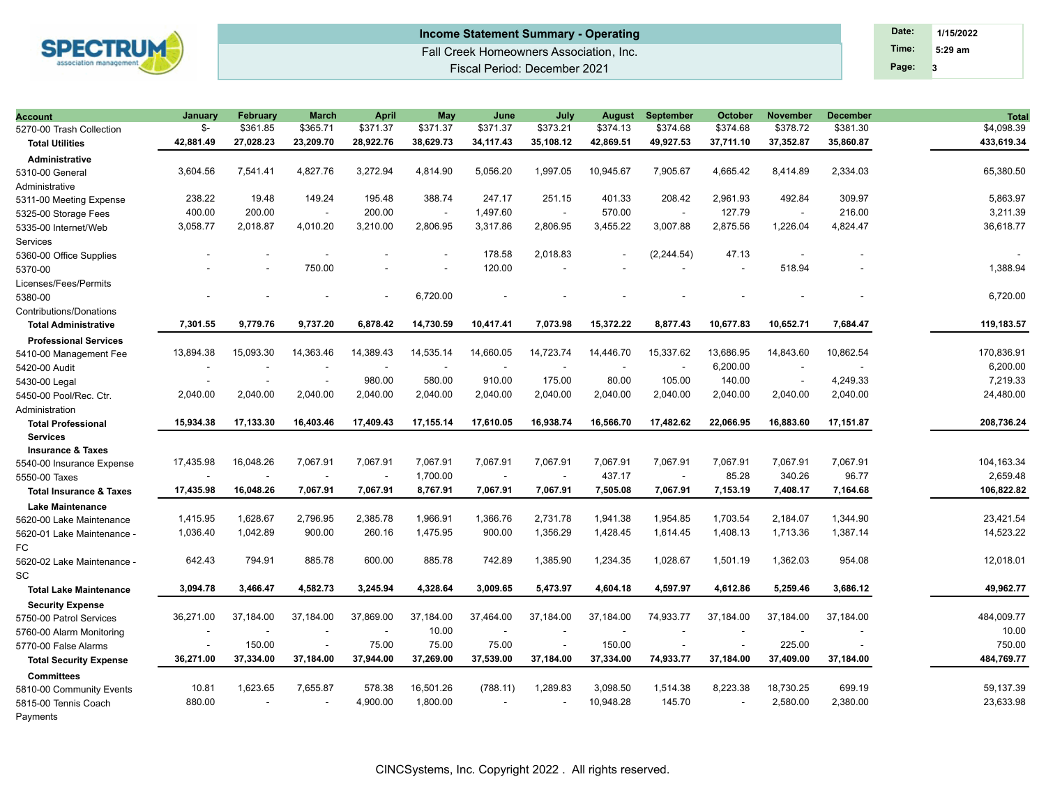## Income Statement Summary - Operating

Fall Creek Homeowners Association, Inc.

Fiscal Period: December 2021

| Date: | 1/15/2022 |
|---|---|
| Time: | 5:29 am |

| Account | January | February | March | April | May | June | July | August | September | October | November | December | Total |
|---|---|---|---|---|---|---|---|---|---|---|---|---|---|
| 5270-00 Trash Collection | $- | $361.85 | $365.71 | $371.37 | $371.37 | $371.37 | $373.21 | $374.13 | $374.68 | $374.68 | $378.72 | $381.30 | $4,098.39 |
| **Total Utilities** | **42,881.49** | **27,028.23** | **23,209.70** | **28,922.76** | **38,629.73** | **34,117.43** | **35,108.12** | **42,869.51** | **49,927.53** | **37,711.10** | **37,352.87** | **35,860.87** | **433,619.34** |
| **Administrative** | | | | | | | | | | | | | |
| 5310-00 General Administrative | 3,604.56 | 7,541.41 | 4,827.76 | 3,272.94 | 4,814.90 | 5,056.20 | 1,997.05 | 10,945.67 | 7,905.67 | 4,665.42 | 8,414.89 | 2,334.03 | 65,380.50 |
| 5311-00 Meeting Expense | 238.22 | 19.48 | 149.24 | 195.48 | 388.74 | 247.17 | 251.15 | 401.33 | 208.42 | 2,961.93 | 492.84 | 309.97 | 5,863.97 |
| 5325-00 Storage Fees | 400.00 | 200.00 | - | 200.00 | - | 1,497.60 | - | 570.00 | - | 127.79 | - | 216.00 | 3,211.39 |
| 5335-00 Internet/Web Services | 3,058.77 | 2,018.87 | 4,010.20 | 3,210.00 | 2,806.95 | 3,317.86 | 2,806.95 | 3,455.22 | 3,007.88 | 2,875.56 | 1,226.04 | 4,824.47 | 36,618.77 |
| 5360-00 Office Supplies | - | - | - | - | - | 178.58 | 2,018.83 | - | (2,244.54) | 47.13 | - | - | - |
| 5370-00 Licenses/Fees/Permits | - | - | 750.00 | - | - | 120.00 | - | - | - | - | 518.94 | - | 1,388.94 |
| 5380-00 Contributions/Donations | - | - | - | - | 6,720.00 | - | - | - | - | - | - | - | 6,720.00 |
| **Total Administrative** | **7,301.55** | **9,779.76** | **9,737.20** | **6,878.42** | **14,730.59** | **10,417.41** | **7,073.98** | **15,372.22** | **8,877.43** | **10,677.83** | **10,652.71** | **7,684.47** | **119,183.57** |
| **Professional Services** | | | | | | | | | | | | | |
| 5410-00 Management Fee | 13,894.38 | 15,093.30 | 14,363.46 | 14,389.43 | 14,535.14 | 14,660.05 | 14,723.74 | 14,446.70 | 15,337.62 | 13,686.95 | 14,843.60 | 10,862.54 | 170,836.91 |
| 5420-00 Audit | - | - | - | - | - | - | - | - | - | 6,200.00 | - | - | 6,200.00 |
| 5430-00 Legal | - | - | - | 980.00 | 580.00 | 910.00 | 175.00 | 80.00 | 105.00 | 140.00 | - | 4,249.33 | 7,219.33 |
| 5450-00 Pool/Rec. Ctr. Administration | 2,040.00 | 2,040.00 | 2,040.00 | 2,040.00 | 2,040.00 | 2,040.00 | 2,040.00 | 2,040.00 | 2,040.00 | 2,040.00 | 2,040.00 | 2,040.00 | 24,480.00 |
| **Total Professional Services** | **15,934.38** | **17,133.30** | **16,403.46** | **17,409.43** | **17,155.14** | **17,610.05** | **16,938.74** | **16,566.70** | **17,482.62** | **22,066.95** | **16,883.60** | **17,151.87** | **208,736.24** |
| **Insurance & Taxes** | | | | | | | | | | | | | |
| 5540-00 Insurance Expense | 17,435.98 | 16,048.26 | 7,067.91 | 7,067.91 | 7,067.91 | 7,067.91 | 7,067.91 | 7,067.91 | 7,067.91 | 7,067.91 | 7,067.91 | 7,067.91 | 104,163.34 |
| 5550-00 Taxes | - | - | - | - | 1,700.00 | - | - | 437.17 | - | 85.28 | 340.26 | 96.77 | 2,659.48 |
| **Total Insurance & Taxes** | **17,435.98** | **16,048.26** | **7,067.91** | **7,067.91** | **8,767.91** | **7,067.91** | **7,067.91** | **7,505.08** | **7,067.91** | **7,153.19** | **7,408.17** | **7,164.68** | **106,822.82** |
| **Lake Maintenance** | | | | | | | | | | | | | |
| 5620-00 Lake Maintenance | 1,415.95 | 1,628.67 | 2,796.95 | 2,385.78 | 1,966.91 | 1,366.76 | 2,731.78 | 1,941.38 | 1,954.85 | 1,703.54 | 2,184.07 | 1,344.90 | 23,421.54 |
| 5620-01 Lake Maintenance - FC | 1,036.40 | 1,042.89 | 900.00 | 260.16 | 1,475.95 | 900.00 | 1,356.29 | 1,428.45 | 1,614.45 | 1,408.13 | 1,713.36 | 1,387.14 | 14,523.22 |
| 5620-02 Lake Maintenance - SC | 642.43 | 794.91 | 885.78 | 600.00 | 885.78 | 742.89 | 1,385.90 | 1,234.35 | 1,028.67 | 1,501.19 | 1,362.03 | 954.08 | 12,018.01 |
| **Total Lake Maintenance** | **3,094.78** | **3,466.47** | **4,582.73** | **3,245.94** | **4,328.64** | **3,009.65** | **5,473.97** | **4,604.18** | **4,597.97** | **4,612.86** | **5,259.46** | **3,686.12** | **49,962.77** |
| **Security Expense** | | | | | | | | | | | | | |
| 5750-00 Patrol Services | 36,271.00 | 37,184.00 | 37,184.00 | 37,869.00 | 37,184.00 | 37,464.00 | 37,184.00 | 37,184.00 | 74,933.77 | 37,184.00 | 37,184.00 | 37,184.00 | 484,009.77 |
| 5760-00 Alarm Monitoring | - | - | - | - | 10.00 | - | - | - | - | - | - | - | 10.00 |
| 5770-00 False Alarms | - | 150.00 | - | 75.00 | 75.00 | 75.00 | - | 150.00 | - | - | 225.00 | - | 750.00 |
| **Total Security Expense** | **36,271.00** | **37,334.00** | **37,184.00** | **37,944.00** | **37,269.00** | **37,539.00** | **37,184.00** | **37,334.00** | **74,933.77** | **37,184.00** | **37,409.00** | **37,184.00** | **484,769.77** |
| **Committees** | | | | | | | | | | | | | |
| 5810-00 Community Events | 10.81 | 1,623.65 | 7,655.87 | 578.38 | 16,501.26 | (788.11) | 1,289.83 | 3,098.50 | 1,514.38 | 8,223.38 | 18,730.25 | 699.19 | 59,137.39 |
| 5815-00 Tennis Coach Payments | 880.00 | - | - | 4,900.00 | 1,800.00 | - | - | 10,948.28 | 145.70 | - | 2,580.00 | 2,380.00 | 23,633.98 |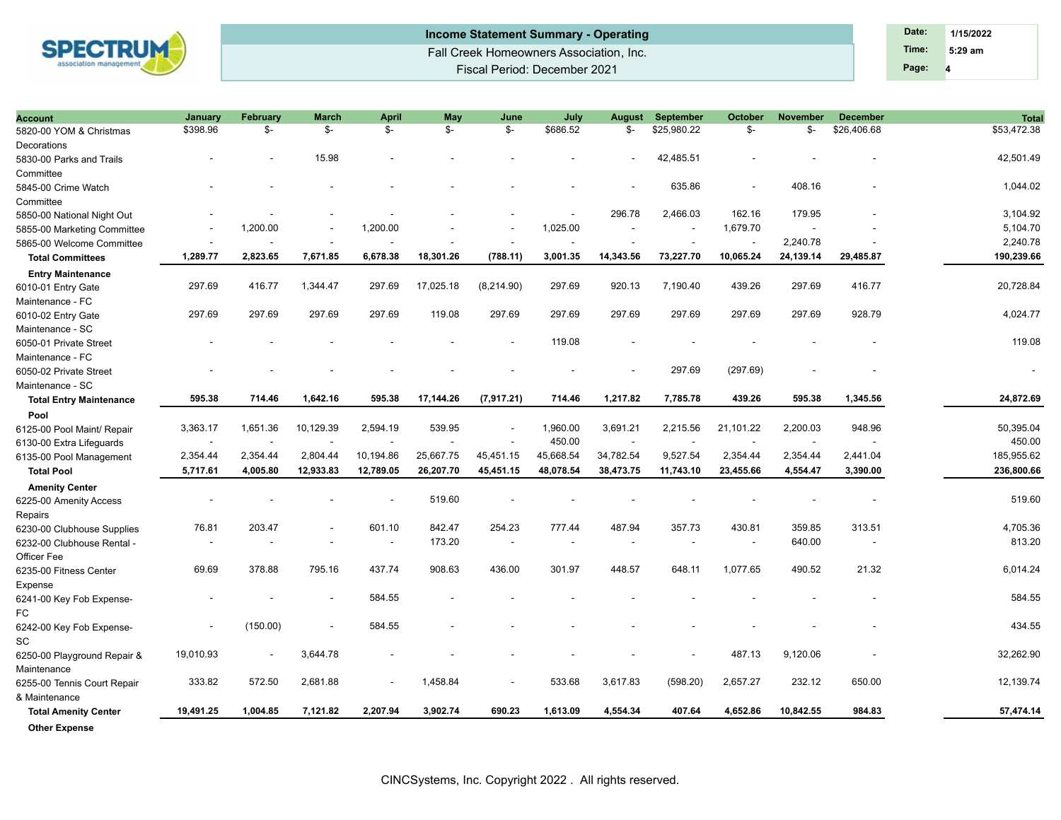## Income Statement Summary - Operating

Fall Creek Homeowners Association, Inc.

Fiscal Period: December 2021

| Date: | 1/15/2022 |
|---|---|
| Time: | 5:29 am |

| Account | January | February | March | April | May | June | July | August | September | October | November | December | Total |
|---|---|---|---|---|---|---|---|---|---|---|---|---|---|
| 5820-00 YOM & Christmas Decorations | $398.96 | $- | $- | $- | $- | $- | $686.52 | $- | $25,980.22 | $- | $- | $26,406.68 | $53,472.38 |
| 5830-00 Parks and Trails Committee | - | - | 15.98 | - | - | - | - | - | 42,485.51 | - | - | - | 42,501.49 |
| 5845-00 Crime Watch Committee | - | - | - | - | - | - | - | - | 635.86 | - | 408.16 | - | 1,044.02 |
| 5850-00 National Night Out | - | - | - | - | - | - | - | 296.78 | 2,466.03 | 162.16 | 179.95 | - | 3,104.92 |
| 5855-00 Marketing Committee | - | 1,200.00 | - | 1,200.00 | - | - | 1,025.00 | - | - | 1,679.70 | - | - | 5,104.70 |
| 5865-00 Welcome Committee | - | - | - | - | - | - | - | - | - | - | 2,240.78 | - | 2,240.78 |
| **Total Committees** | **1,289.77** | **2,823.65** | **7,671.85** | **6,678.38** | **18,301.26** | **(788.11)** | **3,001.35** | **14,343.56** | **73,227.70** | **10,065.24** | **24,139.14** | **29,485.87** | **190,239.66** |
| **Entry Maintenance** | | | | | | | | | | | | | |
| 6010-01 Entry Gate Maintenance - FC | 297.69 | 416.77 | 1,344.47 | 297.69 | 17,025.18 | (8,214.90) | 297.69 | 920.13 | 7,190.40 | 439.26 | 297.69 | 416.77 | 20,728.84 |
| 6010-02 Entry Gate Maintenance - SC | 297.69 | 297.69 | 297.69 | 297.69 | 119.08 | 297.69 | 297.69 | 297.69 | 297.69 | 297.69 | 297.69 | 928.79 | 4,024.77 |
| 6050-01 Private Street Maintenance - FC | - | - | - | - | - | - | 119.08 | - | - | - | - | - | 119.08 |
| 6050-02 Private Street Maintenance - SC | - | - | - | - | - | - | - | - | 297.69 | (297.69) | - | - | - |
| **Total Entry Maintenance** | **595.38** | **714.46** | **1,642.16** | **595.38** | **17,144.26** | **(7,917.21)** | **714.46** | **1,217.82** | **7,785.78** | **439.26** | **595.38** | **1,345.56** | **24,872.69** |
| **Pool** | | | | | | | | | | | | | |
| 6125-00 Pool Maint/ Repair | 3,363.17 | 1,651.36 | 10,129.39 | 2,594.19 | 539.95 | - | 1,960.00 | 3,691.21 | 2,215.56 | 21,101.22 | 2,200.03 | 948.96 | 50,395.04 |
| 6130-00 Extra Lifeguards | - | - | - | - | - | - | 450.00 | - | - | - | - | - | 450.00 |
| 6135-00 Pool Management | 2,354.44 | 2,354.44 | 2,804.44 | 10,194.86 | 25,667.75 | 45,451.15 | 45,668.54 | 34,782.54 | 9,527.54 | 2,354.44 | 2,354.44 | 2,441.04 | 185,955.62 |
| **Total Pool** | **5,717.61** | **4,005.80** | **12,933.83** | **12,789.05** | **26,207.70** | **45,451.15** | **48,078.54** | **38,473.75** | **11,743.10** | **23,455.66** | **4,554.47** | **3,390.00** | **236,800.66** |
| **Amenity Center** | | | | | | | | | | | | | |
| 6225-00 Amenity Access Repairs | - | - | - | - | 519.60 | - | - | - | - | - | - | - | 519.60 |
| 6230-00 Clubhouse Supplies | 76.81 | 203.47 | - | 601.10 | 842.47 | 254.23 | 777.44 | 487.94 | 357.73 | 430.81 | 359.85 | 313.51 | 4,705.36 |
| 6232-00 Clubhouse Rental - Officer Fee | - | - | - | - | 173.20 | - | - | - | - | - | 640.00 | - | 813.20 |
| 6235-00 Fitness Center Expense | 69.69 | 378.88 | 795.16 | 437.74 | 908.63 | 436.00 | 301.97 | 448.57 | 648.11 | 1,077.65 | 490.52 | 21.32 | 6,014.24 |
| 6241-00 Key Fob Expense-FC | - | - | - | 584.55 | - | - | - | - | - | - | - | - | 584.55 |
| 6242-00 Key Fob Expense-SC | - | (150.00) | - | 584.55 | - | - | - | - | - | - | - | - | 434.55 |
| 6250-00 Playground Repair & Maintenance | 19,010.93 | - | 3,644.78 | - | - | - | - | - | - | 487.13 | 9,120.06 | - | 32,262.90 |
| 6255-00 Tennis Court Repair & Maintenance | 333.82 | 572.50 | 2,681.88 | - | 1,458.84 | - | 533.68 | 3,617.83 | (598.20) | 2,657.27 | 232.12 | 650.00 | 12,139.74 |
| **Total Amenity Center** | **19,491.25** | **1,004.85** | **7,121.82** | **2,207.94** | **3,902.74** | **690.23** | **1,613.09** | **4,554.34** | **407.64** | **4,652.86** | **10,842.55** | **984.83** | **57,474.14** |
| **Other Expense** | | | | | | | | | | | | | |

CINCSystems, Inc. Copyright 2022 . All rights reserved.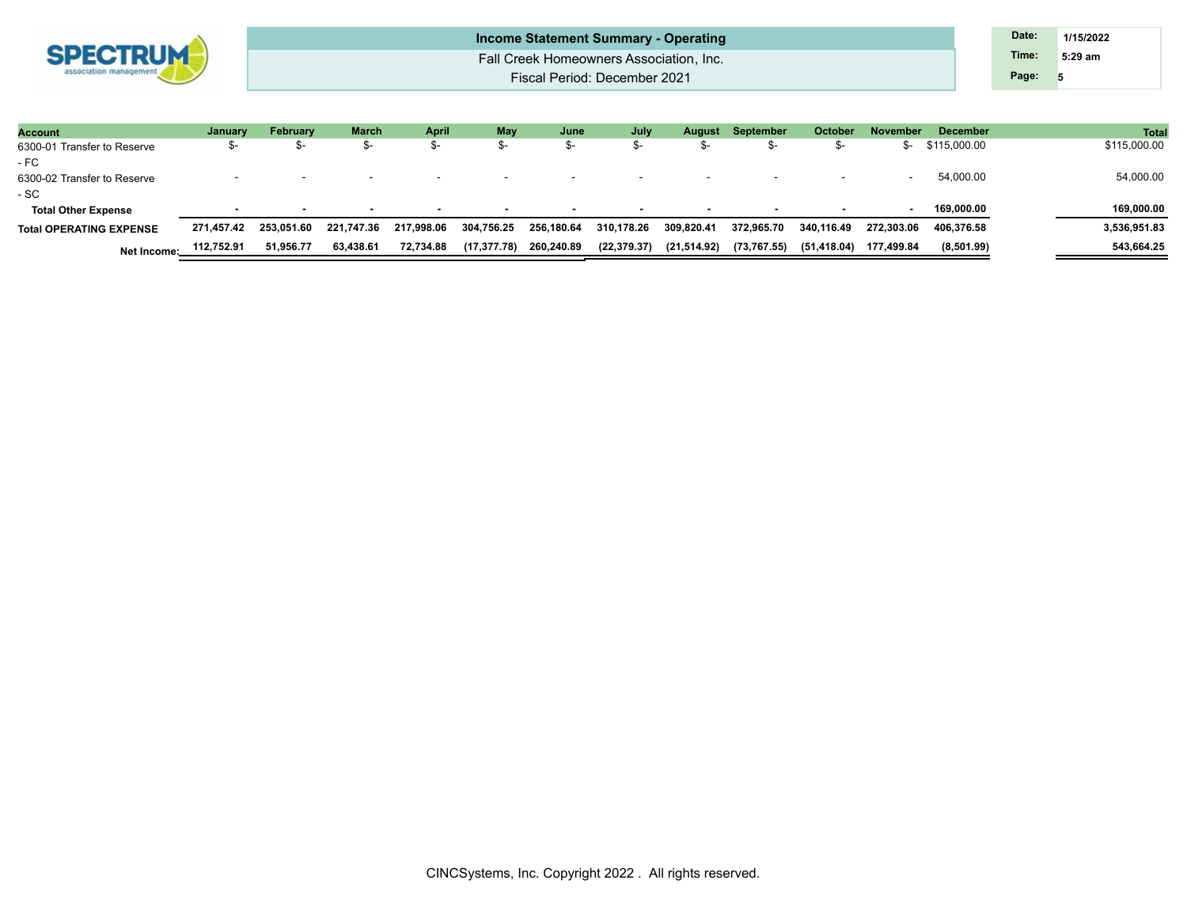## Income Statement Summary - Operating

Fall Creek Homeowners Association, Inc.

Fiscal Period: December 2021

| Account | January | February | March | April | May | June | July | August | September | October | November | December | Total |
|---|---|---|---|---|---|---|---|---|---|---|---|---|---|
| 6300-01 Transfer to Reserve - FC | $- | $- | $- | $- | $- | $- | $- | $- | $- | $- | $- | $115,000.00 | $115,000.00 |
| 6300-02 Transfer to Reserve - SC | - | - | - | - | - | - | - | - | - | - | - | 54,000.00 | 54,000.00 |
| **Total Other Expense** | **-** | **-** | **-** | **-** | **-** | **-** | **-** | **-** | **-** | **-** | **-** | **169,000.00** | **169,000.00** |
| **Total OPERATING EXPENSE** | **271,457.42** | **253,051.60** | **221,747.36** | **217,998.06** | **304,756.25** | **256,180.64** | **310,178.26** | **309,820.41** | **372,965.70** | **340,116.49** | **272,303.06** | **406,376.58** | **3,536,951.83** |
| **Net Income:** | **112,752.91** | **51,956.77** | **63,438.61** | **72,734.88** | **(17,377.78)** | **260,240.89** | **(22,379.37)** | **(21,514.92)** | **(73,767.55)** | **(51,418.04)** | **177,499.84** | **(8,501.99)** | **543,664.25** |

CINCSystems, Inc. Copyright 2022 . All rights reserved.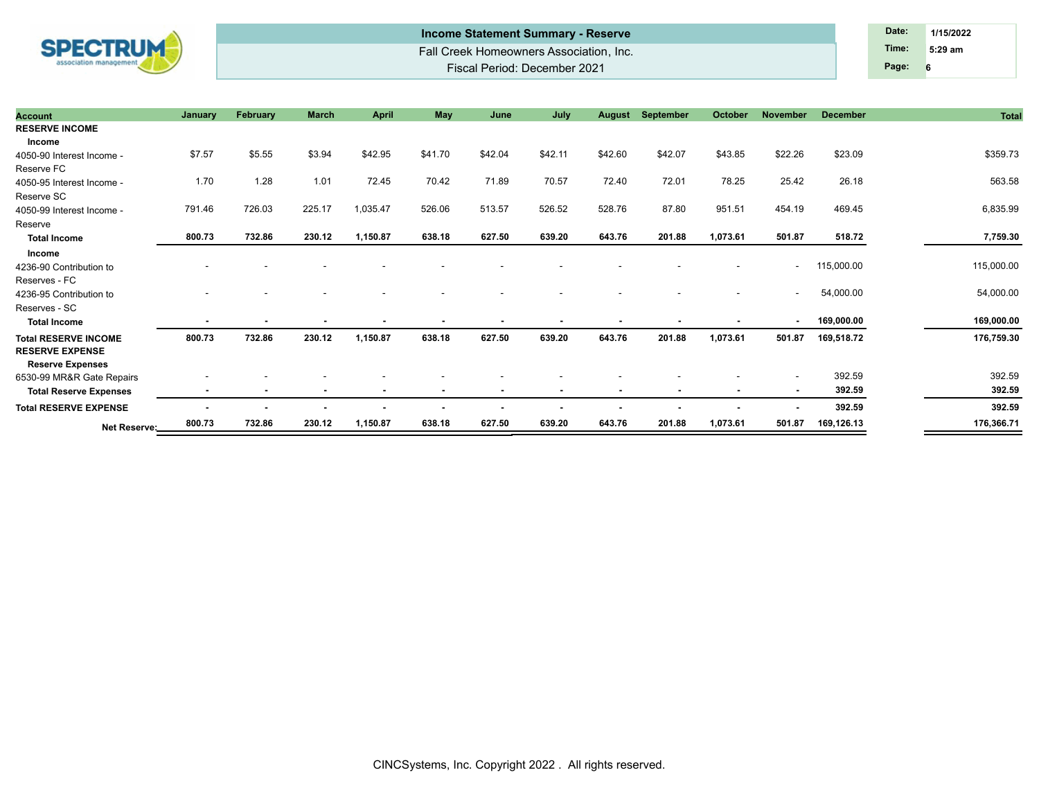**Income Statement Summary - Reserve**

Fall Creek Homeowners Association, Inc.

Fiscal Period: December 2021

Date: 1/15/2022
Time: 5:29 am
Page: 6

| Account | January | February | March | April | May | June | July | August | September | October | November | December | Total |
|---|---|---|---|---|---|---|---|---|---|---|---|---|---|
| **RESERVE INCOME** | | | | | | | | | | | | | |
| **Income** | | | | | | | | | | | | | |
| 4050-90 Interest Income - Reserve FC | $7.57 | $5.55 | $3.94 | $42.95 | $41.70 | $42.04 | $42.11 | $42.60 | $42.07 | $43.85 | $22.26 | $23.09 | $359.73 |
| 4050-95 Interest Income - Reserve SC | 1.70 | 1.28 | 1.01 | 72.45 | 70.42 | 71.89 | 70.57 | 72.40 | 72.01 | 78.25 | 25.42 | 26.18 | 563.58 |
| 4050-99 Interest Income - Reserve | 791.46 | 726.03 | 225.17 | 1,035.47 | 526.06 | 513.57 | 526.52 | 528.76 | 87.80 | 951.51 | 454.19 | 469.45 | 6,835.99 |
| **Total Income** | **800.73** | **732.86** | **230.12** | **1,150.87** | **638.18** | **627.50** | **639.20** | **643.76** | **201.88** | **1,073.61** | **501.87** | **518.72** | **7,759.30** |
| **Income** | | | | | | | | | | | | | |
| 4236-90 Contribution to Reserves - FC | - | - | - | - | - | - | - | - | - | - | - | 115,000.00 | 115,000.00 |
| 4236-95 Contribution to Reserves - SC | - | - | - | - | - | - | - | - | - | - | - | 54,000.00 | 54,000.00 |
| **Total Income** | **-** | **-** | **-** | **-** | **-** | **-** | **-** | **-** | **-** | **-** | **-** | **169,000.00** | **169,000.00** |
| **Total RESERVE INCOME** | **800.73** | **732.86** | **230.12** | **1,150.87** | **638.18** | **627.50** | **639.20** | **643.76** | **201.88** | **1,073.61** | **501.87** | **169,518.72** | **176,759.30** |
| **RESERVE EXPENSE** | | | | | | | | | | | | | |
| **Reserve Expenses** | | | | | | | | | | | | | |
| 6530-99 MR&R Gate Repairs | - | - | - | - | - | - | - | - | - | - | - | 392.59 | 392.59 |
| **Total Reserve Expenses** | **-** | **-** | **-** | **-** | **-** | **-** | **-** | **-** | **-** | **-** | **-** | **392.59** | **392.59** |
| **Total RESERVE EXPENSE** | **-** | **-** | **-** | **-** | **-** | **-** | **-** | **-** | **-** | **-** | **-** | **392.59** | **392.59** |
| **Net Reserve:** | **800.73** | **732.86** | **230.12** | **1,150.87** | **638.18** | **627.50** | **639.20** | **643.76** | **201.88** | **1,073.61** | **501.87** | **169,126.13** | **176,366.71** |

CINCSystems, Inc. Copyright 2022 . All rights reserved.